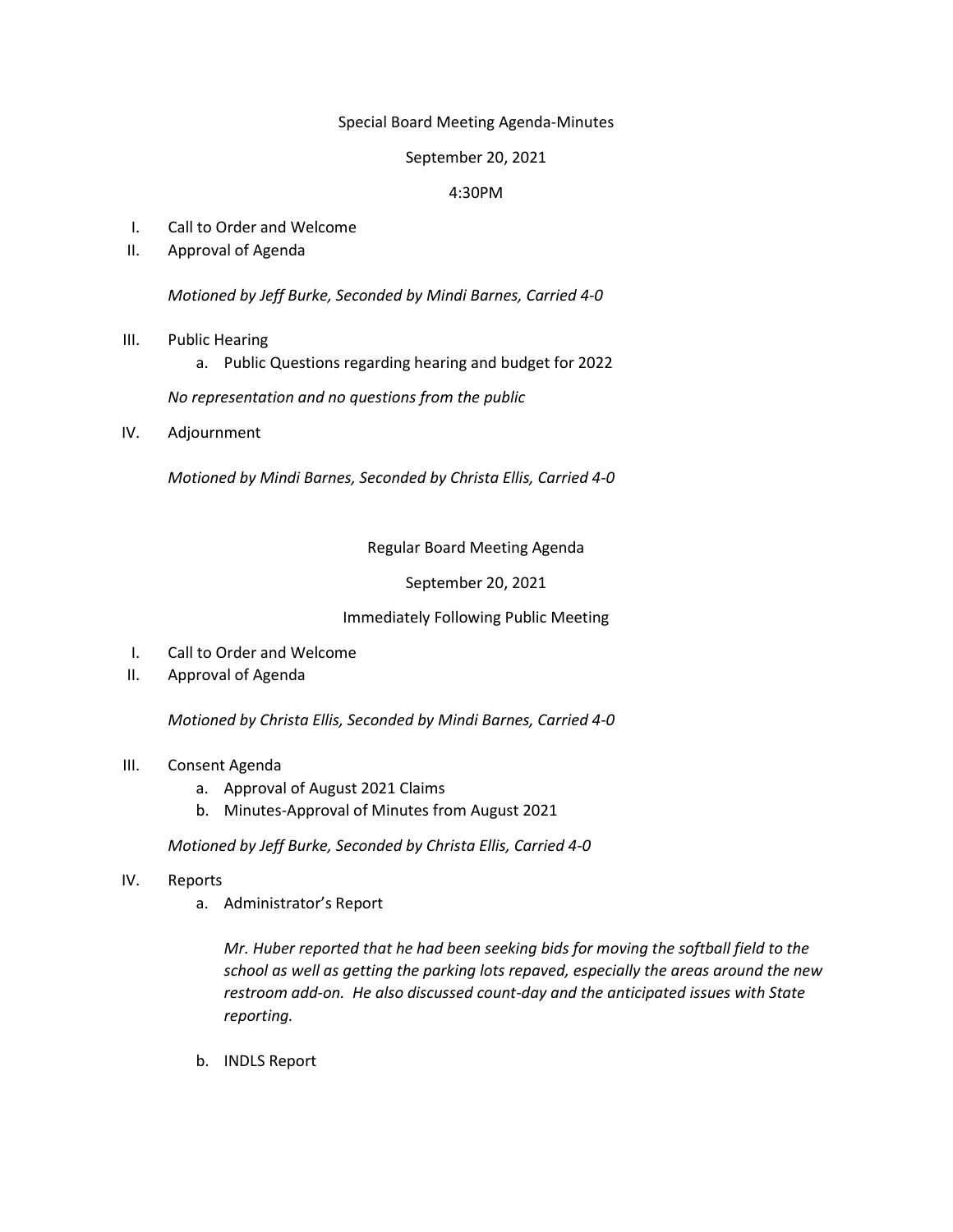Special Board Meeting Agenda-Minutes

September 20, 2021

4:30PM

I. Call to Order and Welcome
II. Approval of Agenda

   *Motioned by Jeff Burke, Seconded by Mindi Barnes, Carried 4-0*

III. Public Hearing
   a. Public Questions regarding hearing and budget for 2022

   *No representation and no questions from the public*

IV. Adjournment

   *Motioned by Mindi Barnes, Seconded by Christa Ellis, Carried 4-0*

Regular Board Meeting Agenda

September 20, 2021

Immediately Following Public Meeting

I. Call to Order and Welcome
II. Approval of Agenda

   *Motioned by Christa Ellis, Seconded by Mindi Barnes, Carried 4-0*

III. Consent Agenda
   a. Approval of August 2021 Claims
   b. Minutes-Approval of Minutes from August 2021

   *Motioned by Jeff Burke, Seconded by Christa Ellis, Carried 4-0*

IV. Reports
   a. Administrator's Report

      *Mr. Huber reported that he had been seeking bids for moving the softball field to the school as well as getting the parking lots repaved, especially the areas around the new restroom add-on. He also discussed count-day and the anticipated issues with State reporting.*

   b. INDLS Report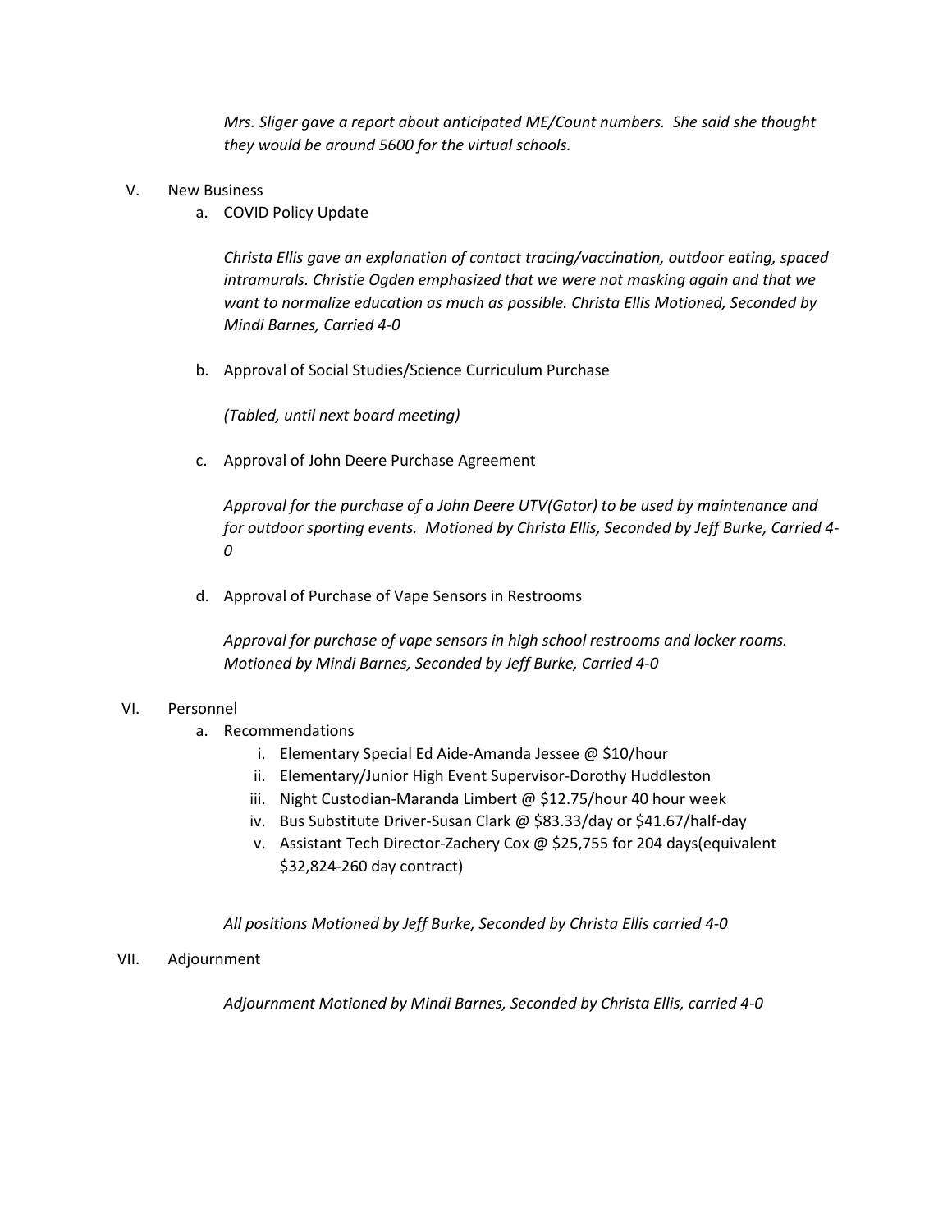*Mrs. Sliger gave a report about anticipated ME/Count numbers. She said she thought they would be around 5600 for the virtual schools.*

V. New Business

a. COVID Policy Update

*Christa Ellis gave an explanation of contact tracing/vaccination, outdoor eating, spaced intramurals. Christie Ogden emphasized that we were not masking again and that we want to normalize education as much as possible. Christa Ellis Motioned, Seconded by Mindi Barnes, Carried 4-0*

b. Approval of Social Studies/Science Curriculum Purchase

*(Tabled, until next board meeting)*

c. Approval of John Deere Purchase Agreement

*Approval for the purchase of a John Deere UTV(Gator) to be used by maintenance and for outdoor sporting events. Motioned by Christa Ellis, Seconded by Jeff Burke, Carried 4-0*

d. Approval of Purchase of Vape Sensors in Restrooms

*Approval for purchase of vape sensors in high school restrooms and locker rooms. Motioned by Mindi Barnes, Seconded by Jeff Burke, Carried 4-0*

VI. Personnel

a. Recommendations

i. Elementary Special Ed Aide-Amanda Jessee @ $10/hour
ii. Elementary/Junior High Event Supervisor-Dorothy Huddleston
iii. Night Custodian-Maranda Limbert @ $12.75/hour 40 hour week
iv. Bus Substitute Driver-Susan Clark @ $83.33/day or $41.67/half-day
v. Assistant Tech Director-Zachery Cox @ $25,755 for 204 days(equivalent $32,824-260 day contract)

*All positions Motioned by Jeff Burke, Seconded by Christa Ellis carried 4-0*

VII. Adjournment

*Adjournment Motioned by Mindi Barnes, Seconded by Christa Ellis, carried 4-0*